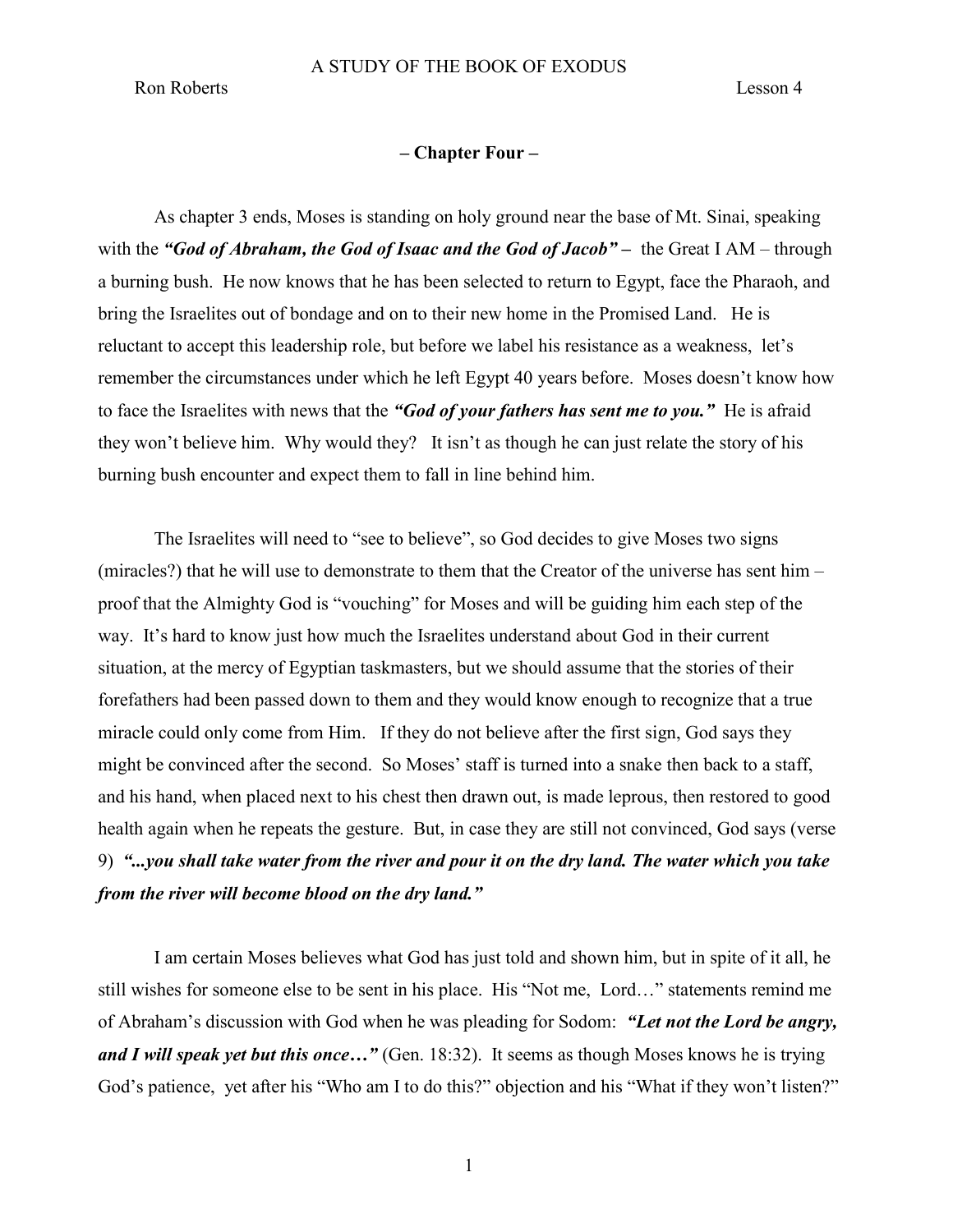A STUDY OF THE BOOK OF EXODUS

Ron Roberts Lesson 4

## – Chapter Four –

As chapter 3 ends, Moses is standing on holy ground near the base of Mt. Sinai, speaking with the ***"God of Abraham, the God of Isaac and the God of Jacob"*** **–** the Great I AM – through a burning bush. He now knows that he has been selected to return to Egypt, face the Pharaoh, and bring the Israelites out of bondage and on to their new home in the Promised Land. He is reluctant to accept this leadership role, but before we label his resistance as a weakness, let's remember the circumstances under which he left Egypt 40 years before. Moses doesn't know how to face the Israelites with news that the ***"God of your fathers has sent me to you."*** He is afraid they won't believe him. Why would they? It isn't as though he can just relate the story of his burning bush encounter and expect them to fall in line behind him.

The Israelites will need to "see to believe", so God decides to give Moses two signs (miracles?) that he will use to demonstrate to them that the Creator of the universe has sent him – proof that the Almighty God is "vouching" for Moses and will be guiding him each step of the way. It's hard to know just how much the Israelites understand about God in their current situation, at the mercy of Egyptian taskmasters, but we should assume that the stories of their forefathers had been passed down to them and they would know enough to recognize that a true miracle could only come from Him. If they do not believe after the first sign, God says they might be convinced after the second. So Moses' staff is turned into a snake then back to a staff, and his hand, when placed next to his chest then drawn out, is made leprous, then restored to good health again when he repeats the gesture. But, in case they are still not convinced, God says (verse 9) ***"...you shall take water from the river and pour it on the dry land. The water which you take from the river will become blood on the dry land."***

I am certain Moses believes what God has just told and shown him, but in spite of it all, he still wishes for someone else to be sent in his place. His "Not me, Lord…" statements remind me of Abraham's discussion with God when he was pleading for Sodom: ***"Let not the Lord be angry, and I will speak yet but this once…"*** (Gen. 18:32). It seems as though Moses knows he is trying God's patience, yet after his "Who am I to do this?" objection and his "What if they won't listen?"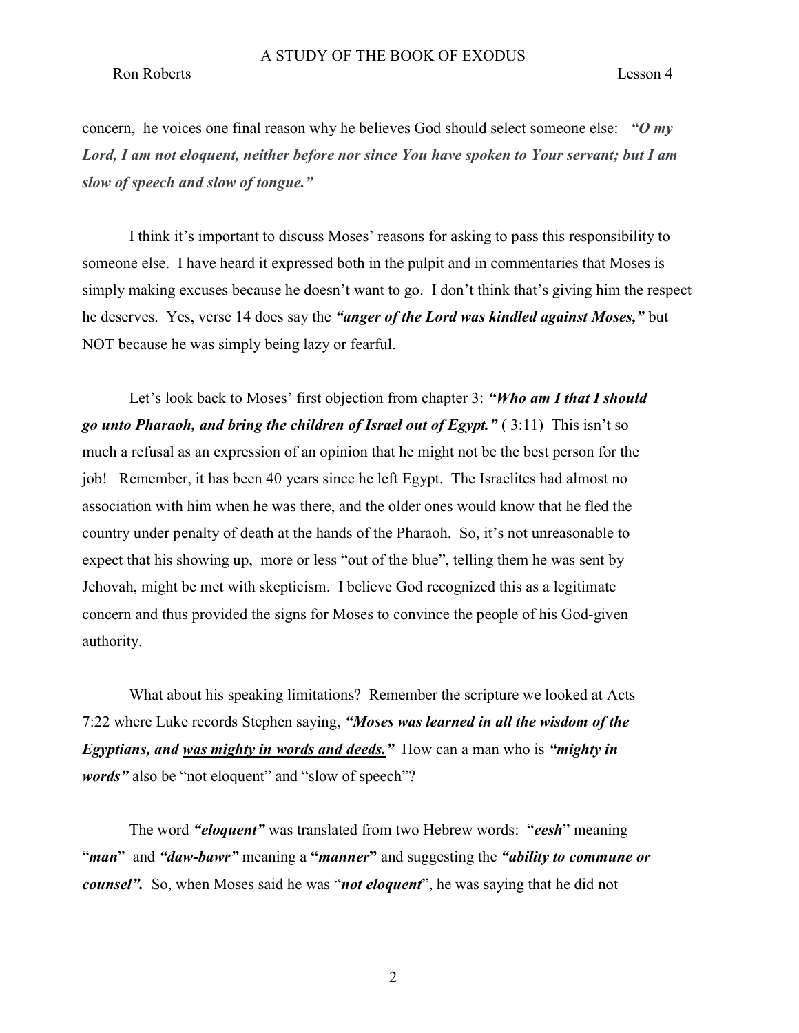concern, he voices one final reason why he believes God should select someone else: ***"O my Lord, I am not eloquent, neither before nor since You have spoken to Your servant; but I am slow of speech and slow of tongue."***

I think it's important to discuss Moses' reasons for asking to pass this responsibility to someone else. I have heard it expressed both in the pulpit and in commentaries that Moses is simply making excuses because he doesn't want to go. I don't think that's giving him the respect he deserves. Yes, verse 14 does say the ***"anger of the Lord was kindled against Moses,"*** but NOT because he was simply being lazy or fearful.

Let's look back to Moses' first objection from chapter 3: ***"Who am I that I should go unto Pharaoh, and bring the children of Israel out of Egypt."*** ( 3:11) This isn't so much a refusal as an expression of an opinion that he might not be the best person for the job! Remember, it has been 40 years since he left Egypt. The Israelites had almost no association with him when he was there, and the older ones would know that he fled the country under penalty of death at the hands of the Pharaoh. So, it's not unreasonable to expect that his showing up, more or less "out of the blue", telling them he was sent by Jehovah, might be met with skepticism. I believe God recognized this as a legitimate concern and thus provided the signs for Moses to convince the people of his God-given authority.

What about his speaking limitations? Remember the scripture we looked at Acts 7:22 where Luke records Stephen saying, ***"Moses was learned in all the wisdom of the Egyptians, and <u>was mighty in words and deeds.</u>"*** How can a man who is ***"mighty in words"*** also be "not eloquent" and "slow of speech"?

The word ***"eloquent"*** was translated from two Hebrew words: "***eesh***" meaning "***man***" and ***"daw-bawr"*** meaning a **"*manner*"** and suggesting the ***"ability to commune or counsel".*** So, when Moses said he was "***not eloquent***", he was saying that he did not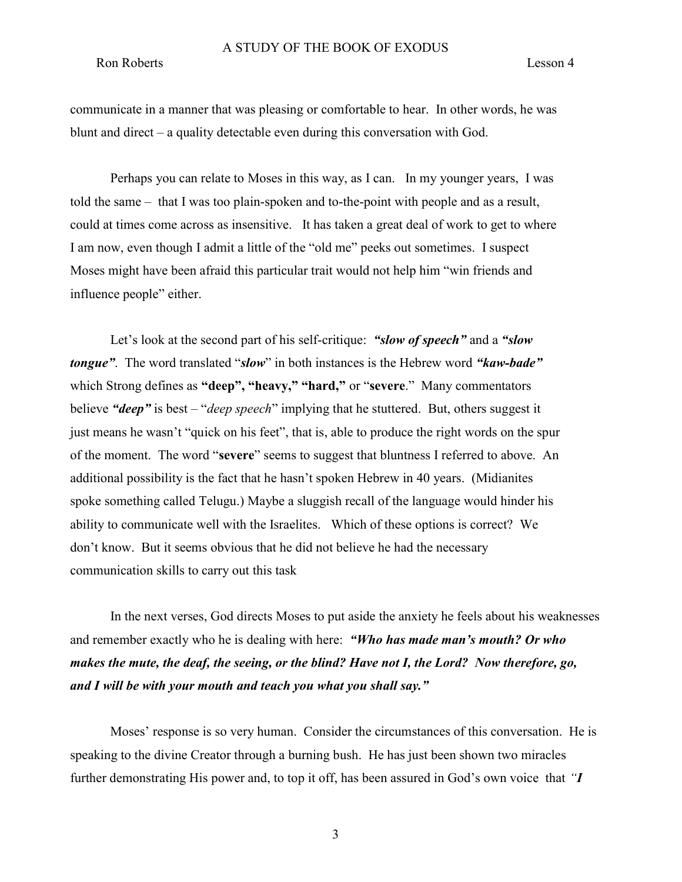communicate in a manner that was pleasing or comfortable to hear. In other words, he was blunt and direct – a quality detectable even during this conversation with God.

Perhaps you can relate to Moses in this way, as I can. In my younger years, I was told the same – that I was too plain-spoken and to-the-point with people and as a result, could at times come across as insensitive. It has taken a great deal of work to get to where I am now, even though I admit a little of the "old me" peeks out sometimes. I suspect Moses might have been afraid this particular trait would not help him "win friends and influence people" either.

Let's look at the second part of his self-critique: ***"slow of speech"*** and a ***"slow tongue"***. The word translated "***slow***" in both instances is the Hebrew word ***"kaw-bade"*** which Strong defines as **"deep", "heavy," "hard,"** or "**severe**." Many commentators believe ***"deep"*** is best – "*deep speech*" implying that he stuttered. But, others suggest it just means he wasn't "quick on his feet", that is, able to produce the right words on the spur of the moment. The word "**severe**" seems to suggest that bluntness I referred to above. An additional possibility is the fact that he hasn't spoken Hebrew in 40 years. (Midianites spoke something called Telugu.) Maybe a sluggish recall of the language would hinder his ability to communicate well with the Israelites. Which of these options is correct? We don't know. But it seems obvious that he did not believe he had the necessary communication skills to carry out this task

In the next verses, God directs Moses to put aside the anxiety he feels about his weaknesses and remember exactly who he is dealing with here: ***"Who has made man's mouth? Or who makes the mute, the deaf, the seeing, or the blind? Have not I, the Lord? Now therefore, go, and I will be with your mouth and teach you what you shall say."***

Moses' response is so very human. Consider the circumstances of this conversation. He is speaking to the divine Creator through a burning bush. He has just been shown two miracles further demonstrating His power and, to top it off, has been assured in God's own voice that *"**I**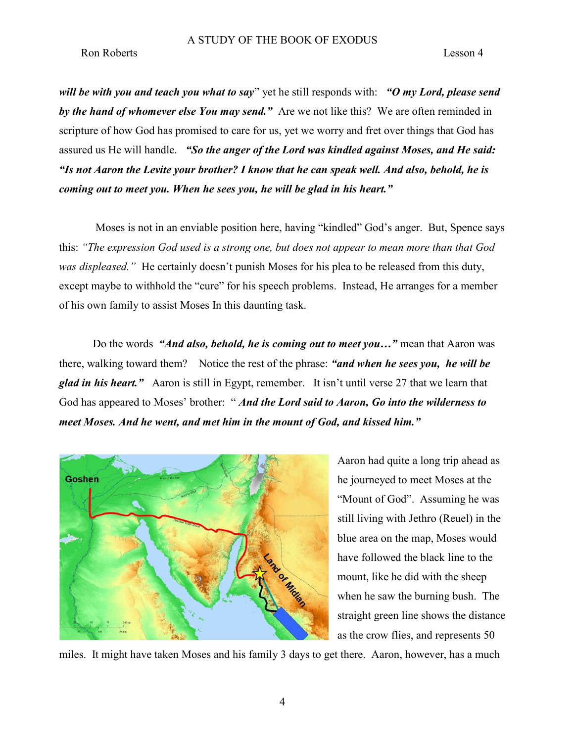***will be with you and teach you what to say*"** yet he still responds with: ***"O my Lord, please send by the hand of whomever else You may send."*** Are we not like this? We are often reminded in scripture of how God has promised to care for us, yet we worry and fret over things that God has assured us He will handle. ***"So the anger of the Lord was kindled against Moses, and He said: "Is not Aaron the Levite your brother? I know that he can speak well. And also, behold, he is coming out to meet you. When he sees you, he will be glad in his heart."***

Moses is not in an enviable position here, having "kindled" God's anger. But, Spence says this: *"The expression God used is a strong one, but does not appear to mean more than that God was displeased."* He certainly doesn't punish Moses for his plea to be released from this duty, except maybe to withhold the "cure" for his speech problems. Instead, He arranges for a member of his own family to assist Moses In this daunting task.

Do the words ***"And also, behold, he is coming out to meet you…"*** mean that Aaron was there, walking toward them? Notice the rest of the phrase: ***"and when he sees you, he will be glad in his heart."*** Aaron is still in Egypt, remember. It isn't until verse 27 that we learn that God has appeared to Moses' brother: " ***And the Lord said to Aaron, Go into the wilderness to meet Moses. And he went, and met him in the mount of God, and kissed him."***

Goshen

Land of Midian

Aaron had quite a long trip ahead as he journeyed to meet Moses at the "Mount of God". Assuming he was still living with Jethro (Reuel) in the blue area on the map, Moses would have followed the black line to the mount, like he did with the sheep when he saw the burning bush. The straight green line shows the distance as the crow flies, and represents 50 miles. It might have taken Moses and his family 3 days to get there. Aaron, however, has a much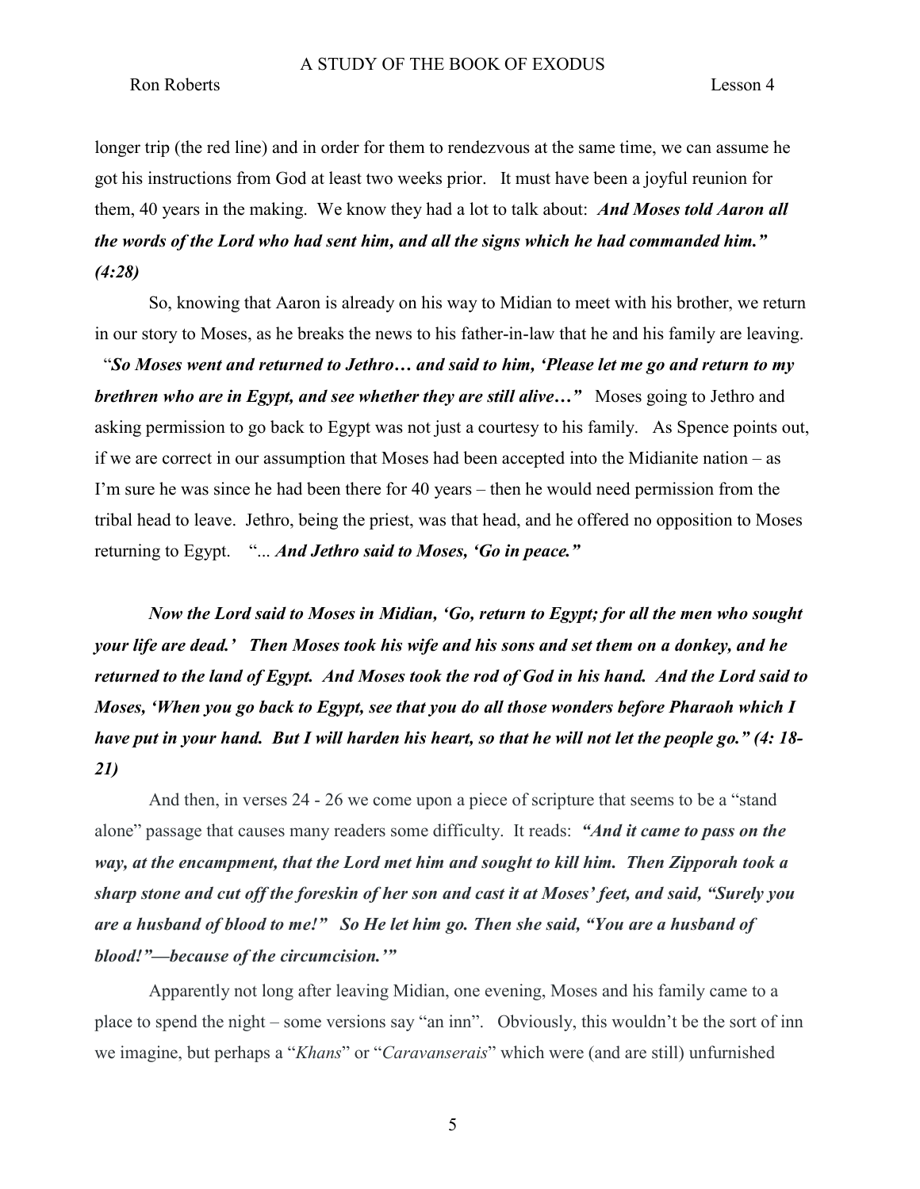longer trip (the red line) and in order for them to rendezvous at the same time, we can assume he got his instructions from God at least two weeks prior. It must have been a joyful reunion for them, 40 years in the making. We know they had a lot to talk about: ***And Moses told Aaron all the words of the Lord who had sent him, and all the signs which he had commanded him." (4:28)***

So, knowing that Aaron is already on his way to Midian to meet with his brother, we return in our story to Moses, as he breaks the news to his father-in-law that he and his family are leaving. "***So Moses went and returned to Jethro… and said to him, 'Please let me go and return to my brethren who are in Egypt, and see whether they are still alive…"*** Moses going to Jethro and asking permission to go back to Egypt was not just a courtesy to his family. As Spence points out, if we are correct in our assumption that Moses had been accepted into the Midianite nation – as I'm sure he was since he had been there for 40 years – then he would need permission from the tribal head to leave. Jethro, being the priest, was that head, and he offered no opposition to Moses returning to Egypt. "... ***And Jethro said to Moses, 'Go in peace."***

***Now the Lord said to Moses in Midian, 'Go, return to Egypt; for all the men who sought your life are dead.' Then Moses took his wife and his sons and set them on a donkey, and he returned to the land of Egypt. And Moses took the rod of God in his hand. And the Lord said to Moses, 'When you go back to Egypt, see that you do all those wonders before Pharaoh which I have put in your hand. But I will harden his heart, so that he will not let the people go." (4: 18-21)***

And then, in verses 24 - 26 we come upon a piece of scripture that seems to be a "stand alone" passage that causes many readers some difficulty. It reads: ***"And it came to pass on the way, at the encampment, that the Lord met him and sought to kill him. Then Zipporah took a sharp stone and cut off the foreskin of her son and cast it at Moses' feet, and said, "Surely you are a husband of blood to me!" So He let him go. Then she said, "You are a husband of blood!"—because of the circumcision.'"***

Apparently not long after leaving Midian, one evening, Moses and his family came to a place to spend the night – some versions say "an inn". Obviously, this wouldn't be the sort of inn we imagine, but perhaps a "*Khans*" or "*Caravanserais*" which were (and are still) unfurnished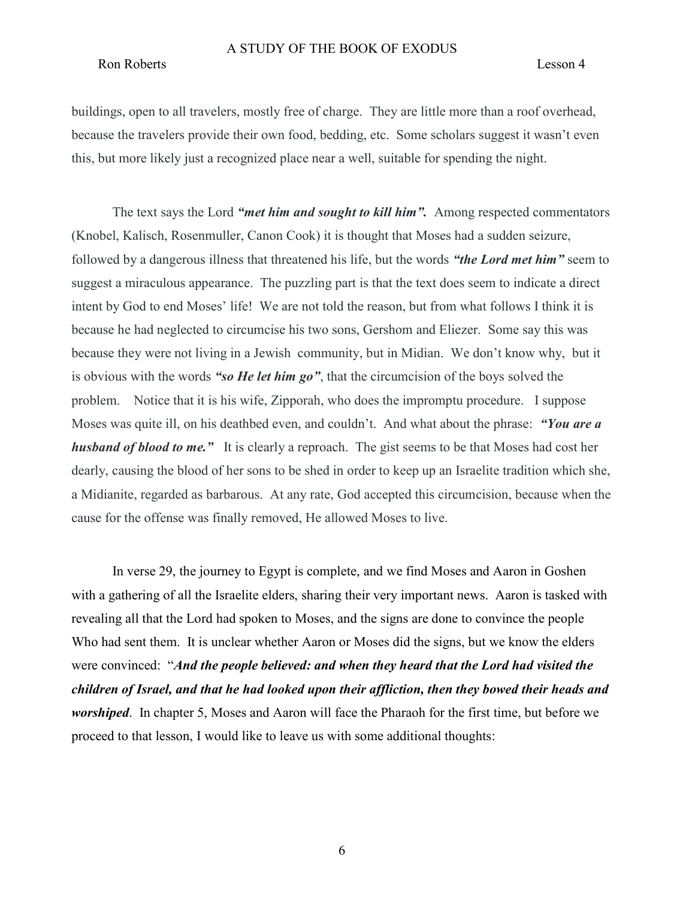buildings, open to all travelers, mostly free of charge. They are little more than a roof overhead, because the travelers provide their own food, bedding, etc. Some scholars suggest it wasn't even this, but more likely just a recognized place near a well, suitable for spending the night.

The text says the Lord ***"met him and sought to kill him".*** Among respected commentators (Knobel, Kalisch, Rosenmuller, Canon Cook) it is thought that Moses had a sudden seizure, followed by a dangerous illness that threatened his life, but the words ***"the Lord met him"*** seem to suggest a miraculous appearance. The puzzling part is that the text does seem to indicate a direct intent by God to end Moses' life! We are not told the reason, but from what follows I think it is because he had neglected to circumcise his two sons, Gershom and Eliezer. Some say this was because they were not living in a Jewish community, but in Midian. We don't know why, but it is obvious with the words ***"so He let him go"***, that the circumcision of the boys solved the problem. Notice that it is his wife, Zipporah, who does the impromptu procedure. I suppose Moses was quite ill, on his deathbed even, and couldn't. And what about the phrase: ***"You are a husband of blood to me."*** It is clearly a reproach. The gist seems to be that Moses had cost her dearly, causing the blood of her sons to be shed in order to keep up an Israelite tradition which she, a Midianite, regarded as barbarous. At any rate, God accepted this circumcision, because when the cause for the offense was finally removed, He allowed Moses to live.

In verse 29, the journey to Egypt is complete, and we find Moses and Aaron in Goshen with a gathering of all the Israelite elders, sharing their very important news. Aaron is tasked with revealing all that the Lord had spoken to Moses, and the signs are done to convince the people Who had sent them. It is unclear whether Aaron or Moses did the signs, but we know the elders were convinced: "***And the people believed: and when they heard that the Lord had visited the children of Israel, and that he had looked upon their affliction, then they bowed their heads and worshiped***. In chapter 5, Moses and Aaron will face the Pharaoh for the first time, but before we proceed to that lesson, I would like to leave us with some additional thoughts: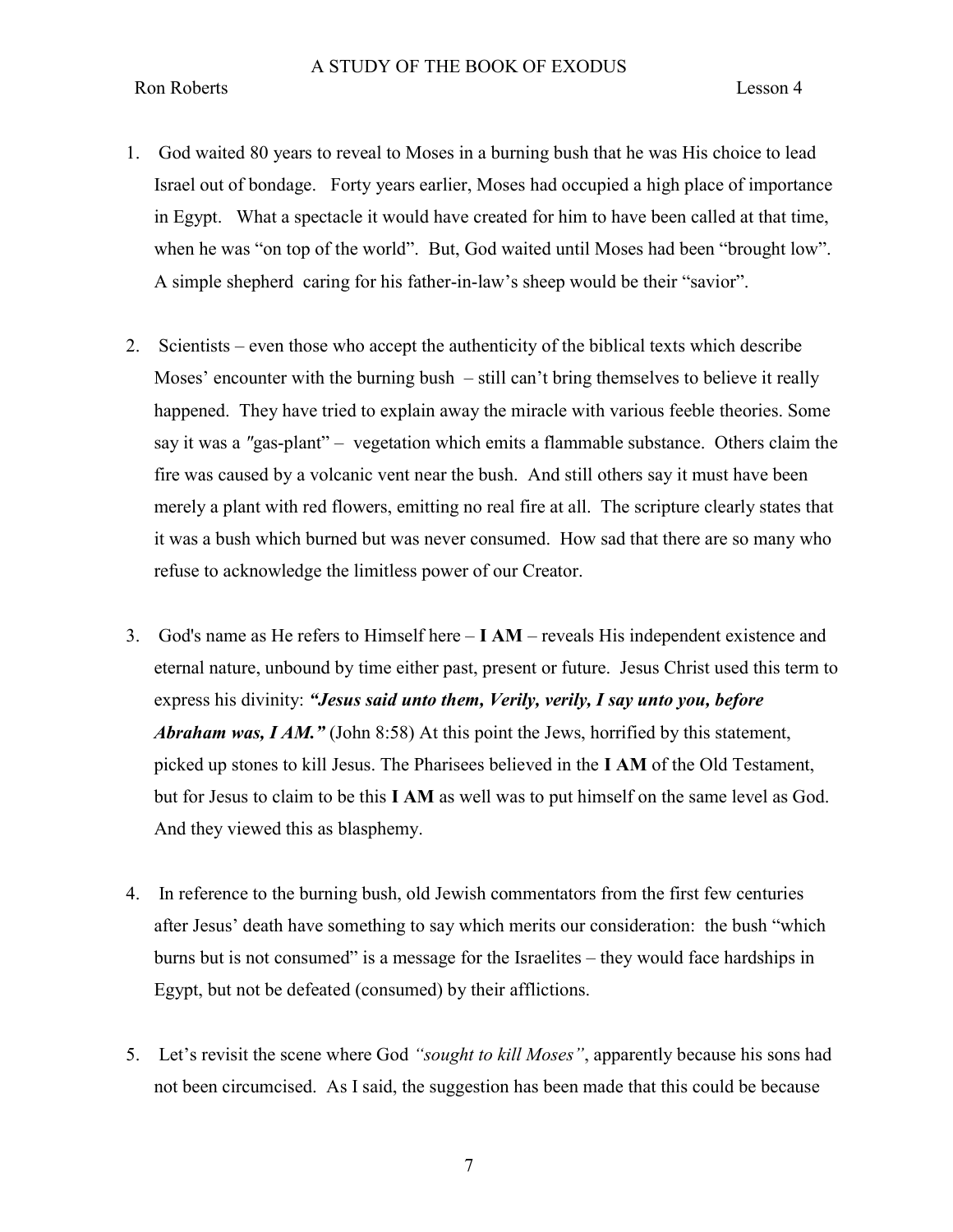1. God waited 80 years to reveal to Moses in a burning bush that he was His choice to lead Israel out of bondage. Forty years earlier, Moses had occupied a high place of importance in Egypt. What a spectacle it would have created for him to have been called at that time, when he was "on top of the world". But, God waited until Moses had been "brought low". A simple shepherd caring for his father-in-law's sheep would be their "savior".

2. Scientists – even those who accept the authenticity of the biblical texts which describe Moses' encounter with the burning bush – still can't bring themselves to believe it really happened. They have tried to explain away the miracle with various feeble theories. Some say it was a "gas-plant" – vegetation which emits a flammable substance. Others claim the fire was caused by a volcanic vent near the bush. And still others say it must have been merely a plant with red flowers, emitting no real fire at all. The scripture clearly states that it was a bush which burned but was never consumed. How sad that there are so many who refuse to acknowledge the limitless power of our Creator.

3. God's name as He refers to Himself here – **I AM** – reveals His independent existence and eternal nature, unbound by time either past, present or future. Jesus Christ used this term to express his divinity: ***"Jesus said unto them, Verily, verily, I say unto you, before Abraham was, I AM."*** (John 8:58) At this point the Jews, horrified by this statement, picked up stones to kill Jesus. The Pharisees believed in the **I AM** of the Old Testament, but for Jesus to claim to be this **I AM** as well was to put himself on the same level as God. And they viewed this as blasphemy.

4. In reference to the burning bush, old Jewish commentators from the first few centuries after Jesus' death have something to say which merits our consideration: the bush "which burns but is not consumed" is a message for the Israelites – they would face hardships in Egypt, but not be defeated (consumed) by their afflictions.

5. Let's revisit the scene where God *"sought to kill Moses"*, apparently because his sons had not been circumcised. As I said, the suggestion has been made that this could be because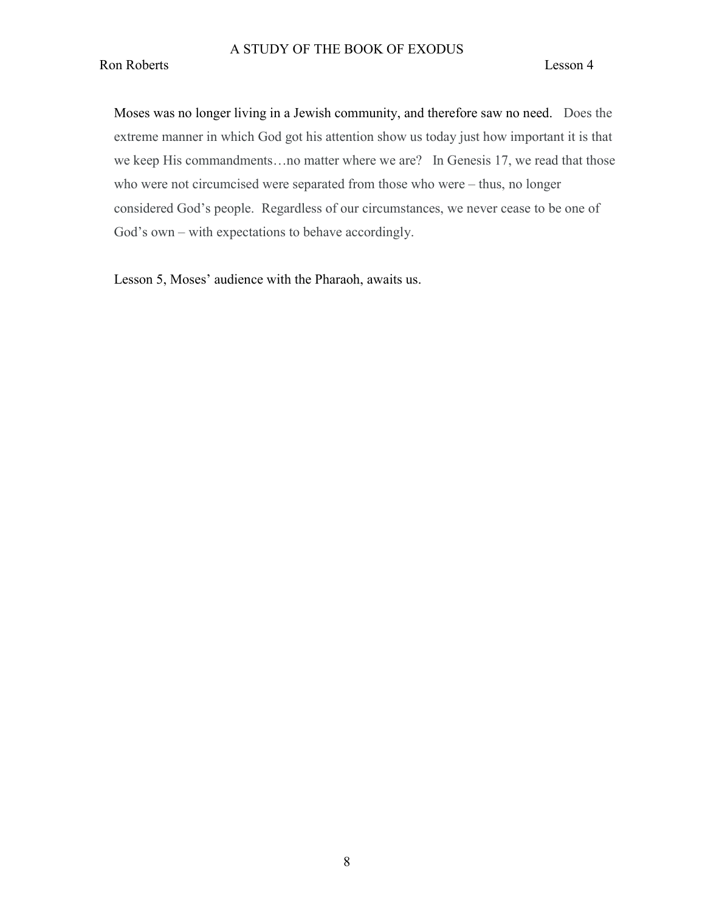Moses was no longer living in a Jewish community, and therefore saw no need. Does the extreme manner in which God got his attention show us today just how important it is that we keep His commandments…no matter where we are? In Genesis 17, we read that those who were not circumcised were separated from those who were – thus, no longer considered God's people. Regardless of our circumstances, we never cease to be one of God's own – with expectations to behave accordingly.

Lesson 5, Moses' audience with the Pharaoh, awaits us.